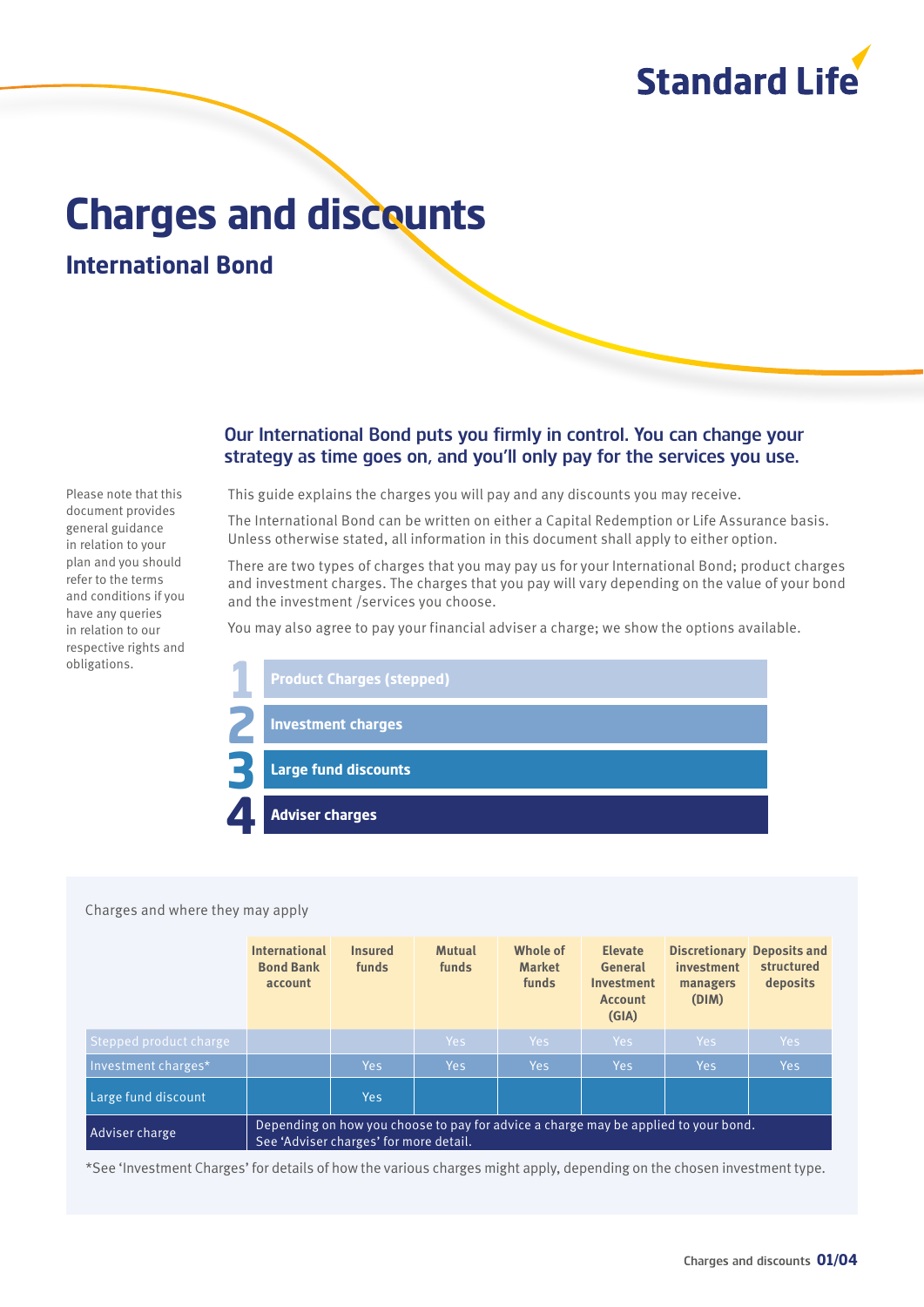Standard Life

# Charges and discounts

## International Bond

**Our International Bond puts you firmly in control. You can change your strategy as time goes on, and you'll only pay for the services you use.**

Please note that this document provides general guidance in relation to your plan and you should refer to the terms and conditions if you have any queries in relation to our respective rights and obligations.

This guide explains the charges you will pay and any discounts you may receive.

The International Bond can be written on either a Capital Redemption or Life Assurance basis. Unless otherwise stated, all information in this document shall apply to either option.

There are two types of charges that you may pay us for your International Bond; product charges and investment charges. The charges that you pay will vary depending on the value of your bond and the investment /services you choose.

You may also agree to pay your financial adviser a charge; we show the options available.

1. Product Charges (stepped)
2. Investment charges
3. Large fund discounts
4. Adviser charges

Charges and where they may apply

| | International Bond Bank account | Insured funds | Mutual funds | Whole of Market funds | Elevate General Investment Account (GIA) | Discretionary investment managers (DIM) | Deposits and structured deposits |
|---|---|---|---|---|---|---|---|
| Stepped product charge | | | Yes | Yes | Yes | Yes | Yes |
| Investment charges* | | Yes | Yes | Yes | Yes | Yes | Yes |
| Large fund discount | | Yes | | | | | |
| Adviser charge | Depending on how you choose to pay for advice a charge may be applied to your bond. See 'Adviser charges' for more detail. | | | | | | |

*See 'Investment Charges' for details of how the various charges might apply, depending on the chosen investment type.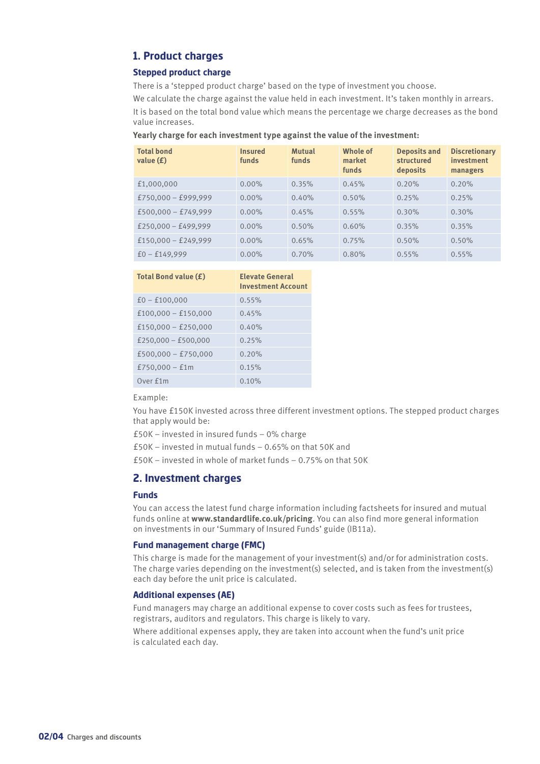## 1. Product charges

### Stepped product charge

There is a 'stepped product charge' based on the type of investment you choose.

We calculate the charge against the value held in each investment. It's taken monthly in arrears.

It is based on the total bond value which means the percentage we charge decreases as the bond value increases.

**Yearly charge for each investment type against the value of the investment:**

| Total bond value (£) | Insured funds | Mutual funds | Whole of market funds | Deposits and structured deposits | Discretionary investment managers |
|---|---|---|---|---|---|
| £1,000,000 | 0.00% | 0.35% | 0.45% | 0.20% | 0.20% |
| £750,000 – £999,999 | 0.00% | 0.40% | 0.50% | 0.25% | 0.25% |
| £500,000 – £749,999 | 0.00% | 0.45% | 0.55% | 0.30% | 0.30% |
| £250,000 – £499,999 | 0.00% | 0.50% | 0.60% | 0.35% | 0.35% |
| £150,000 – £249,999 | 0.00% | 0.65% | 0.75% | 0.50% | 0.50% |
| £0 – £149,999 | 0.00% | 0.70% | 0.80% | 0.55% | 0.55% |

| Total Bond value (£) | Elevate General Investment Account |
|---|---|
| £0 – £100,000 | 0.55% |
| £100,000 – £150,000 | 0.45% |
| £150,000 – £250,000 | 0.40% |
| £250,000 – £500,000 | 0.25% |
| £500,000 – £750,000 | 0.20% |
| £750,000 – £1m | 0.15% |
| Over £1m | 0.10% |

Example:

You have £150K invested across three different investment options. The stepped product charges that apply would be:

£50K – invested in insured funds – 0% charge

£50K – invested in mutual funds – 0.65% on that 50K and

£50K – invested in whole of market funds – 0.75% on that 50K

## 2. Investment charges

### Funds

You can access the latest fund charge information including factsheets for insured and mutual funds online at **www.standardlife.co.uk/pricing**. You can also find more general information on investments in our 'Summary of Insured Funds' guide (IB11a).

### Fund management charge (FMC)

This charge is made for the management of your investment(s) and/or for administration costs. The charge varies depending on the investment(s) selected, and is taken from the investment(s) each day before the unit price is calculated.

### Additional expenses (AE)

Fund managers may charge an additional expense to cover costs such as fees for trustees, registrars, auditors and regulators. This charge is likely to vary.

Where additional expenses apply, they are taken into account when the fund's unit price is calculated each day.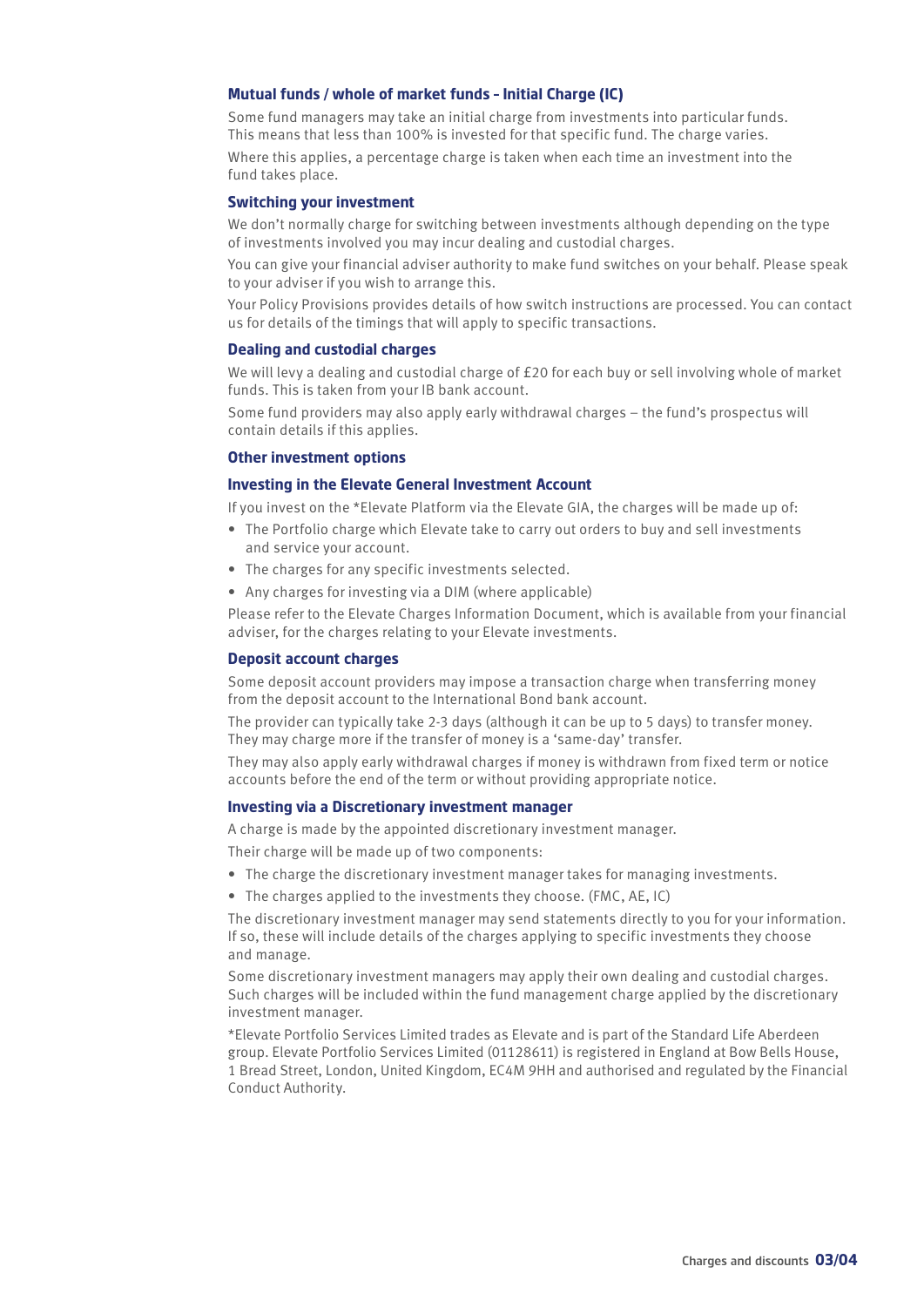### Mutual funds / whole of market funds – Initial Charge (IC)

Some fund managers may take an initial charge from investments into particular funds. This means that less than 100% is invested for that specific fund. The charge varies.

Where this applies, a percentage charge is taken when each time an investment into the fund takes place.

### Switching your investment

We don't normally charge for switching between investments although depending on the type of investments involved you may incur dealing and custodial charges.

You can give your financial adviser authority to make fund switches on your behalf. Please speak to your adviser if you wish to arrange this.

Your Policy Provisions provides details of how switch instructions are processed. You can contact us for details of the timings that will apply to specific transactions.

### Dealing and custodial charges

We will levy a dealing and custodial charge of £20 for each buy or sell involving whole of market funds. This is taken from your IB bank account.

Some fund providers may also apply early withdrawal charges – the fund's prospectus will contain details if this applies.

### Other investment options

### Investing in the Elevate General Investment Account

If you invest on the *Elevate Platform via the Elevate GIA, the charges will be made up of:

- The Portfolio charge which Elevate take to carry out orders to buy and sell investments and service your account.
- The charges for any specific investments selected.
- Any charges for investing via a DIM (where applicable)

Please refer to the Elevate Charges Information Document, which is available from your financial adviser, for the charges relating to your Elevate investments.

### Deposit account charges

Some deposit account providers may impose a transaction charge when transferring money from the deposit account to the International Bond bank account.

The provider can typically take 2-3 days (although it can be up to 5 days) to transfer money. They may charge more if the transfer of money is a 'same-day' transfer.

They may also apply early withdrawal charges if money is withdrawn from fixed term or notice accounts before the end of the term or without providing appropriate notice.

### Investing via a Discretionary investment manager

A charge is made by the appointed discretionary investment manager.

Their charge will be made up of two components:

- The charge the discretionary investment manager takes for managing investments.
- The charges applied to the investments they choose. (FMC, AE, IC)

The discretionary investment manager may send statements directly to you for your information. If so, these will include details of the charges applying to specific investments they choose and manage.

Some discretionary investment managers may apply their own dealing and custodial charges. Such charges will be included within the fund management charge applied by the discretionary investment manager.

*Elevate Portfolio Services Limited trades as Elevate and is part of the Standard Life Aberdeen group. Elevate Portfolio Services Limited (01128611) is registered in England at Bow Bells House, 1 Bread Street, London, United Kingdom, EC4M 9HH and authorised and regulated by the Financial Conduct Authority.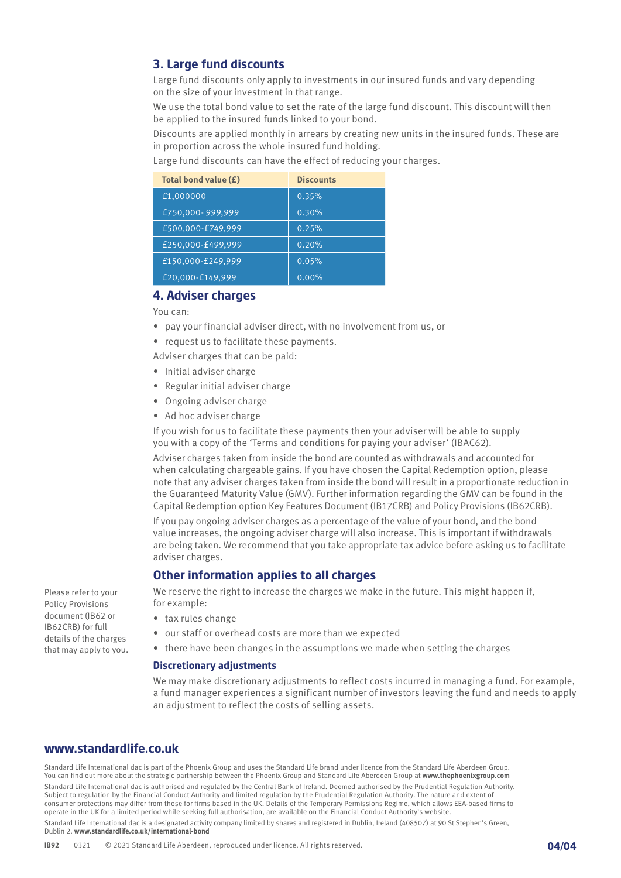## 3. Large fund discounts

Large fund discounts only apply to investments in our insured funds and vary depending on the size of your investment in that range.

We use the total bond value to set the rate of the large fund discount. This discount will then be applied to the insured funds linked to your bond.

Discounts are applied monthly in arrears by creating new units in the insured funds. These are in proportion across the whole insured fund holding.

Large fund discounts can have the effect of reducing your charges.

| Total bond value (£) | Discounts |
|---|---|
| £1,000000 | 0.35% |
| £750,000- 999,999 | 0.30% |
| £500,000-£749,999 | 0.25% |
| £250,000-£499,999 | 0.20% |
| £150,000-£249,999 | 0.05% |
| £20,000-£149,999 | 0.00% |

## 4. Adviser charges

You can:

- pay your financial adviser direct, with no involvement from us, or
- request us to facilitate these payments.

Adviser charges that can be paid:

- Initial adviser charge
- Regular initial adviser charge
- Ongoing adviser charge
- Ad hoc adviser charge

If you wish for us to facilitate these payments then your adviser will be able to supply you with a copy of the 'Terms and conditions for paying your adviser' (IBAC62).

Adviser charges taken from inside the bond are counted as withdrawals and accounted for when calculating chargeable gains. If you have chosen the Capital Redemption option, please note that any adviser charges taken from inside the bond will result in a proportionate reduction in the Guaranteed Maturity Value (GMV). Further information regarding the GMV can be found in the Capital Redemption option Key Features Document (IB17CRB) and Policy Provisions (IB62CRB).

If you pay ongoing adviser charges as a percentage of the value of your bond, and the bond value increases, the ongoing adviser charge will also increase. This is important if withdrawals are being taken. We recommend that you take appropriate tax advice before asking us to facilitate adviser charges.

## Other information applies to all charges

Please refer to your Policy Provisions document (IB62 or IB62CRB) for full details of the charges that may apply to you.

We reserve the right to increase the charges we make in the future. This might happen if, for example:

- tax rules change
- our staff or overhead costs are more than we expected
- there have been changes in the assumptions we made when setting the charges

### Discretionary adjustments

We may make discretionary adjustments to reflect costs incurred in managing a fund. For example, a fund manager experiences a significant number of investors leaving the fund and needs to apply an adjustment to reflect the costs of selling assets.

**www.standardlife.co.uk**

Standard Life International dac is part of the Phoenix Group and uses the Standard Life brand under licence from the Standard Life Aberdeen Group. You can find out more about the strategic partnership between the Phoenix Group and Standard Life Aberdeen Group at **www.thephoenixgroup.com**

Standard Life International dac is authorised and regulated by the Central Bank of Ireland. Deemed authorised by the Prudential Regulation Authority. Subject to regulation by the Financial Conduct Authority and limited regulation by the Prudential Regulation Authority. The nature and extent of consumer protections may differ from those for firms based in the UK. Details of the Temporary Permissions Regime, which allows EEA-based firms to operate in the UK for a limited period while seeking full authorisation, are available on the Financial Conduct Authority's website.

Standard Life International dac is a designated activity company limited by shares and registered in Dublin, Ireland (408507) at 90 St Stephen's Green, Dublin 2. **www.standardlife.co.uk/international-bond**

**IB92** 0321 © 2021 Standard Life Aberdeen, reproduced under licence. All rights reserved.